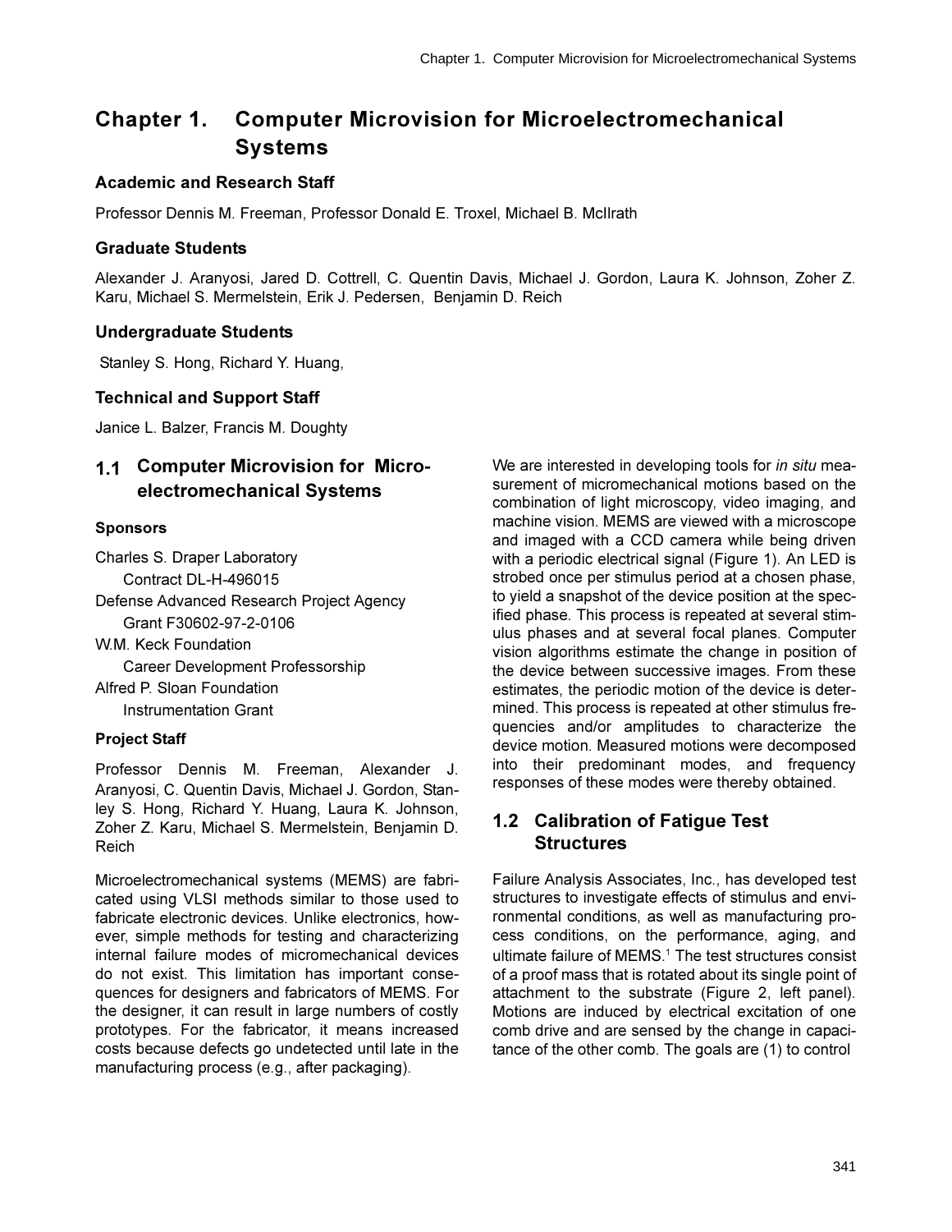# Chapter 1. Computer Microvision for Microelectromechanical Systems

### Academic and Research Staff

Professor Dennis M. Freeman, Professor Donald E. Troxel, Michael B. McIlrath

### Graduate Students

Alexander J. Aranyosi, Jared D. Cottrell, C. Quentin Davis, Michael J. Gordon, Laura K. Johnson, Zoher Z. Karu, Michael S. Mermelstein, Erik J. Pedersen, Benjamin D. Reich

### Undergraduate Students

Stanley S. Hong, Richard Y. Huang,

### Technical and Support Staff

Janice L. Balzer, Francis M. Doughty

## 1.1 Computer Microvision for Microelectromechanical Systems

#### Sponsors

Charles S. Draper Laboratory
  Contract DL-H-496015
Defense Advanced Research Project Agency
  Grant F30602-97-2-0106
W.M. Keck Foundation
  Career Development Professorship
Alfred P. Sloan Foundation
  Instrumentation Grant

#### Project Staff

Professor Dennis M. Freeman, Alexander J. Aranyosi, C. Quentin Davis, Michael J. Gordon, Stanley S. Hong, Richard Y. Huang, Laura K. Johnson, Zoher Z. Karu, Michael S. Mermelstein, Benjamin D. Reich

Microelectromechanical systems (MEMS) are fabricated using VLSI methods similar to those used to fabricate electronic devices. Unlike electronics, however, simple methods for testing and characterizing internal failure modes of micromechanical devices do not exist. This limitation has important consequences for designers and fabricators of MEMS. For the designer, it can result in large numbers of costly prototypes. For the fabricator, it means increased costs because defects go undetected until late in the manufacturing process (e.g., after packaging).

We are interested in developing tools for *in situ* measurement of micromechanical motions based on the combination of light microscopy, video imaging, and machine vision. MEMS are viewed with a microscope and imaged with a CCD camera while being driven with a periodic electrical signal (Figure 1). An LED is strobed once per stimulus period at a chosen phase, to yield a snapshot of the device position at the specified phase. This process is repeated at several stimulus phases and at several focal planes. Computer vision algorithms estimate the change in position of the device between successive images. From these estimates, the periodic motion of the device is determined. This process is repeated at other stimulus frequencies and/or amplitudes to characterize the device motion. Measured motions were decomposed into their predominant modes, and frequency responses of these modes were thereby obtained.

## 1.2 Calibration of Fatigue Test Structures

Failure Analysis Associates, Inc., has developed test structures to investigate effects of stimulus and environmental conditions, as well as manufacturing process conditions, on the performance, aging, and ultimate failure of MEMS.[1] The test structures consist of a proof mass that is rotated about its single point of attachment to the substrate (Figure 2, left panel). Motions are induced by electrical excitation of one comb drive and are sensed by the change in capacitance of the other comb. The goals are (1) to control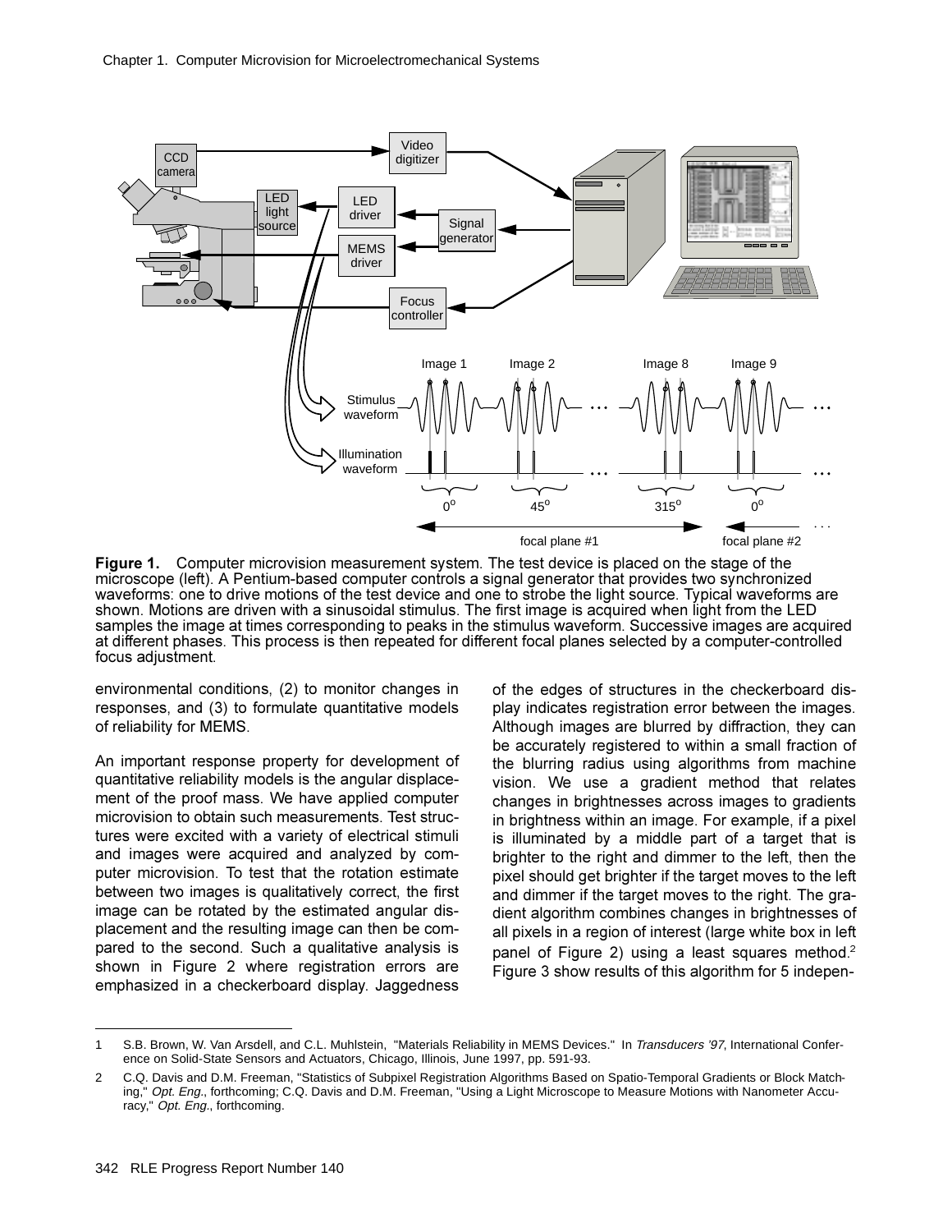**Figure 1.** Computer microvision measurement system. The test device is placed on the stage of the microscope (left). A Pentium-based computer controls a signal generator that provides two synchronized waveforms: one to drive motions of the test device and one to strobe the light source. Typical waveforms are shown. Motions are driven with a sinusoidal stimulus. The first image is acquired when light from the LED samples the image at times corresponding to peaks in the stimulus waveform. Successive images are acquired at different phases. This process is then repeated for different focal planes selected by a computer-controlled focus adjustment.

environmental conditions, (2) to monitor changes in responses, and (3) to formulate quantitative models of reliability for MEMS.

An important response property for development of quantitative reliability models is the angular displacement of the proof mass. We have applied computer microvision to obtain such measurements. Test structures were excited with a variety of electrical stimuli and images were acquired and analyzed by computer microvision. To test that the rotation estimate between two images is qualitatively correct, the first image can be rotated by the estimated angular displacement and the resulting image can then be compared to the second. Such a qualitative analysis is shown in Figure 2 where registration errors are emphasized in a checkerboard display. Jaggedness of the edges of structures in the checkerboard display indicates registration error between the images. Although images are blurred by diffraction, they can be accurately registered to within a small fraction of the blurring radius using algorithms from machine vision. We use a gradient method that relates changes in brightnesses across images to gradients in brightness within an image. For example, if a pixel is illuminated by a middle part of a target that is brighter to the right and dimmer to the left, then the pixel should get brighter if the target moves to the left and dimmer if the target moves to the right. The gradient algorithm combines changes in brightnesses of all pixels in a region of interest (large white box in left panel of Figure 2) using a least squares method.[2] Figure 3 show results of this algorithm for 5 indepen-

---

1 S.B. Brown, W. Van Arsdell, and C.L. Muhlstein, "Materials Reliability in MEMS Devices." In *Transducers '97*, International Conference on Solid-State Sensors and Actuators, Chicago, Illinois, June 1997, pp. 591-93.

2 C.Q. Davis and D.M. Freeman, "Statistics of Subpixel Registration Algorithms Based on Spatio-Temporal Gradients or Block Matching," *Opt. Eng.*, forthcoming; C.Q. Davis and D.M. Freeman, "Using a Light Microscope to Measure Motions with Nanometer Accuracy," *Opt. Eng.*, forthcoming.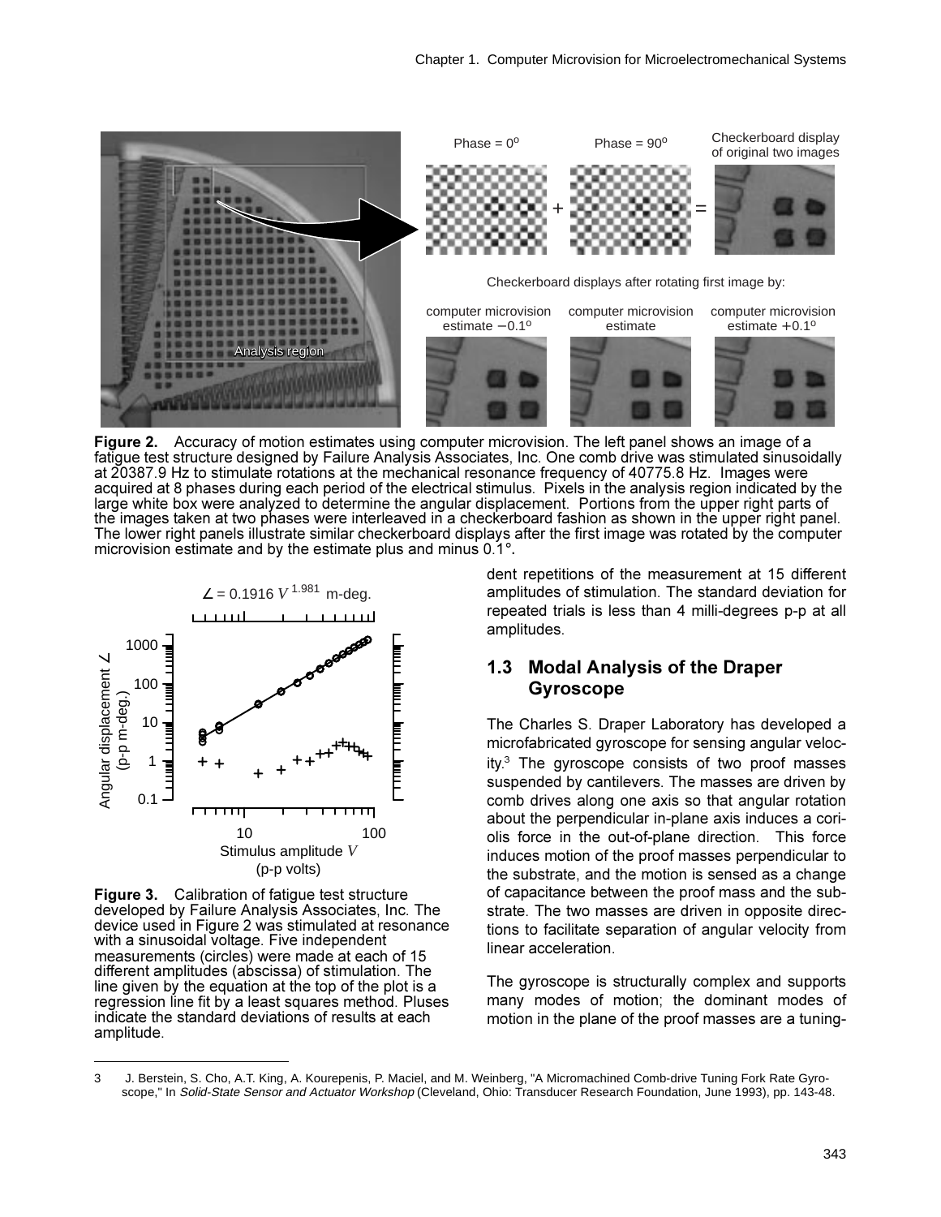**Figure 2.** Accuracy of motion estimates using computer microvision. The left panel shows an image of a fatigue test structure designed by Failure Analysis Associates, Inc. One comb drive was stimulated sinusoidally at 20387.9 Hz to stimulate rotations at the mechanical resonance frequency of 40775.8 Hz. Images were acquired at 8 phases during each period of the electrical stimulus. Pixels in the analysis region indicated by the large white box were analyzed to determine the angular displacement. Portions from the upper right parts of the images taken at two phases were interleaved in a checkerboard fashion as shown in the upper right panel. The lower right panels illustrate similar checkerboard displays after the first image was rotated by the computer microvision estimate and by the estimate plus and minus 0.1°.

**Figure 3.** Calibration of fatigue test structure developed by Failure Analysis Associates, Inc. The device used in Figure 2 was stimulated at resonance with a sinusoidal voltage. Five independent measurements (circles) were made at each of 15 different amplitudes (abscissa) of stimulation. The line given by the equation at the top of the plot is a regression line fit by a least squares method. Pluses indicate the standard deviations of results at each amplitude.

dent repetitions of the measurement at 15 different amplitudes of stimulation. The standard deviation for repeated trials is less than 4 milli-degrees p-p at all amplitudes.

## 1.3 Modal Analysis of the Draper Gyroscope

The Charles S. Draper Laboratory has developed a microfabricated gyroscope for sensing angular velocity.[3] The gyroscope consists of two proof masses suspended by cantilevers. The masses are driven by comb drives along one axis so that angular rotation about the perpendicular in-plane axis induces a coriolis force in the out-of-plane direction. This force induces motion of the proof masses perpendicular to the substrate, and the motion is sensed as a change of capacitance between the proof mass and the substrate. The two masses are driven in opposite directions to facilitate separation of angular velocity from linear acceleration.

The gyroscope is structurally complex and supports many modes of motion; the dominant modes of motion in the plane of the proof masses are a tuning-

---

3 J. Berstein, S. Cho, A.T. King, A. Kourepenis, P. Maciel, and M. Weinberg, "A Micromachined Comb-drive Tuning Fork Rate Gyroscope," In *Solid-State Sensor and Actuator Workshop* (Cleveland, Ohio: Transducer Research Foundation, June 1993), pp. 143-48.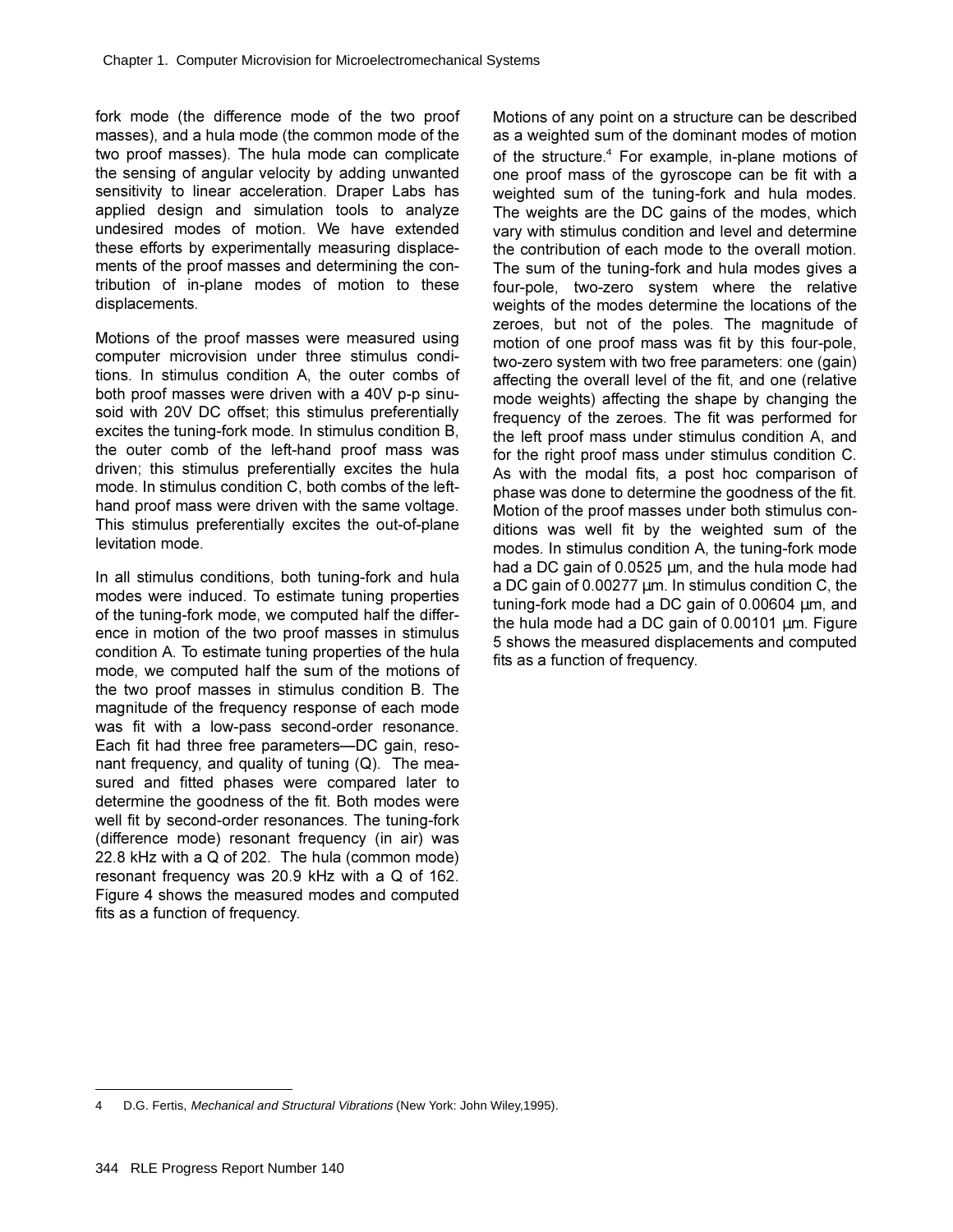fork mode (the difference mode of the two proof masses), and a hula mode (the common mode of the two proof masses). The hula mode can complicate the sensing of angular velocity by adding unwanted sensitivity to linear acceleration. Draper Labs has applied design and simulation tools to analyze undesired modes of motion. We have extended these efforts by experimentally measuring displacements of the proof masses and determining the contribution of in-plane modes of motion to these displacements.

Motions of the proof masses were measured using computer microvision under three stimulus conditions. In stimulus condition A, the outer combs of both proof masses were driven with a 40V p-p sinusoid with 20V DC offset; this stimulus preferentially excites the tuning-fork mode. In stimulus condition B, the outer comb of the left-hand proof mass was driven; this stimulus preferentially excites the hula mode. In stimulus condition C, both combs of the left-hand proof mass were driven with the same voltage. This stimulus preferentially excites the out-of-plane levitation mode.

In all stimulus conditions, both tuning-fork and hula modes were induced. To estimate tuning properties of the tuning-fork mode, we computed half the difference in motion of the two proof masses in stimulus condition A. To estimate tuning properties of the hula mode, we computed half the sum of the motions of the two proof masses in stimulus condition B. The magnitude of the frequency response of each mode was fit with a low-pass second-order resonance. Each fit had three free parameters—DC gain, resonant frequency, and quality of tuning (Q). The measured and fitted phases were compared later to determine the goodness of the fit. Both modes were well fit by second-order resonances. The tuning-fork (difference mode) resonant frequency (in air) was 22.8 kHz with a Q of 202. The hula (common mode) resonant frequency was 20.9 kHz with a Q of 162. Figure 4 shows the measured modes and computed fits as a function of frequency.

Motions of any point on a structure can be described as a weighted sum of the dominant modes of motion of the structure.[4] For example, in-plane motions of one proof mass of the gyroscope can be fit with a weighted sum of the tuning-fork and hula modes. The weights are the DC gains of the modes, which vary with stimulus condition and level and determine the contribution of each mode to the overall motion. The sum of the tuning-fork and hula modes gives a four-pole, two-zero system where the relative weights of the modes determine the locations of the zeroes, but not of the poles. The magnitude of motion of one proof mass was fit by this four-pole, two-zero system with two free parameters: one (gain) affecting the overall level of the fit, and one (relative mode weights) affecting the shape by changing the frequency of the zeroes. The fit was performed for the left proof mass under stimulus condition A, and for the right proof mass under stimulus condition C. As with the modal fits, a post hoc comparison of phase was done to determine the goodness of the fit. Motion of the proof masses under both stimulus conditions was well fit by the weighted sum of the modes. In stimulus condition A, the tuning-fork mode had a DC gain of 0.0525 µm, and the hula mode had a DC gain of 0.00277 µm. In stimulus condition C, the tuning-fork mode had a DC gain of 0.00604 µm, and the hula mode had a DC gain of 0.00101 µm. Figure 5 shows the measured displacements and computed fits as a function of frequency.

---

4 D.G. Fertis, *Mechanical and Structural Vibrations* (New York: John Wiley,1995).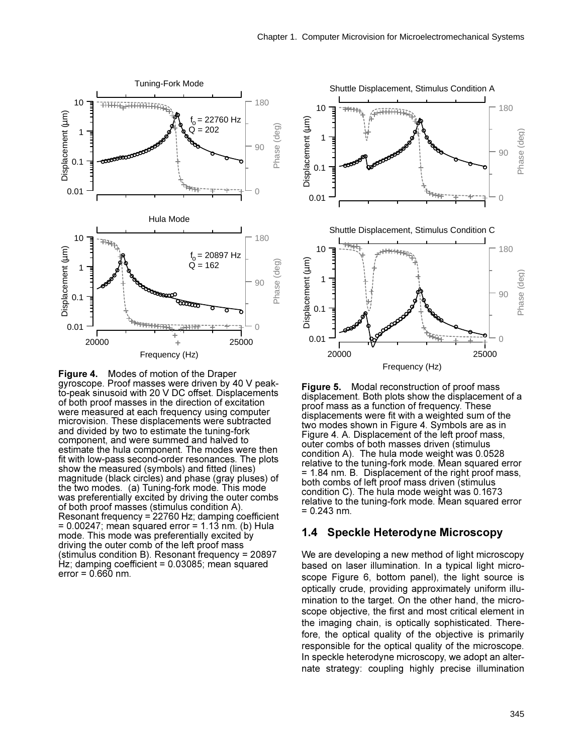**Figure 4.** Modes of motion of the Draper gyroscope. Proof masses were driven by 40 V peak-to-peak sinusoid with 20 V DC offset. Displacements of both proof masses in the direction of excitation were measured at each frequency using computer microvision. These displacements were subtracted and divided by two to estimate the tuning-fork component, and were summed and halved to estimate the hula component. The modes were then fit with low-pass second-order resonances. The plots show the measured (symbols) and fitted (lines) magnitude (black circles) and phase (gray pluses) of the two modes. (a) Tuning-fork mode. This mode was preferentially excited by driving the outer combs of both proof masses (stimulus condition A). Resonant frequency = 22760 Hz; damping coefficient = 0.00247; mean squared error = 1.13 nm. (b) Hula mode. This mode was preferentially excited by driving the outer comb of the left proof mass (stimulus condition B). Resonant frequency = 20897 Hz; damping coefficient = 0.03085; mean squared error = 0.660 nm.

**Figure 5.** Modal reconstruction of proof mass displacement. Both plots show the displacement of a proof mass as a function of frequency. These displacements were fit with a weighted sum of the two modes shown in Figure 4. Symbols are as in Figure 4. A. Displacement of the left proof mass, outer combs of both masses driven (stimulus condition A). The hula mode weight was 0.0528 relative to the tuning-fork mode. Mean squared error = 1.84 nm. B. Displacement of the right proof mass, both combs of left proof mass driven (stimulus condition C). The hula mode weight was 0.1673 relative to the tuning-fork mode. Mean squared error = 0.243 nm.

## 1.4 Speckle Heterodyne Microscopy

We are developing a new method of light microscopy based on laser illumination. In a typical light microscope Figure 6, bottom panel), the light source is optically crude, providing approximately uniform illumination to the target. On the other hand, the microscope objective, the first and most critical element in the imaging chain, is optically sophisticated. Therefore, the optical quality of the objective is primarily responsible for the optical quality of the microscope. In speckle heterodyne microscopy, we adopt an alternate strategy: coupling highly precise illumination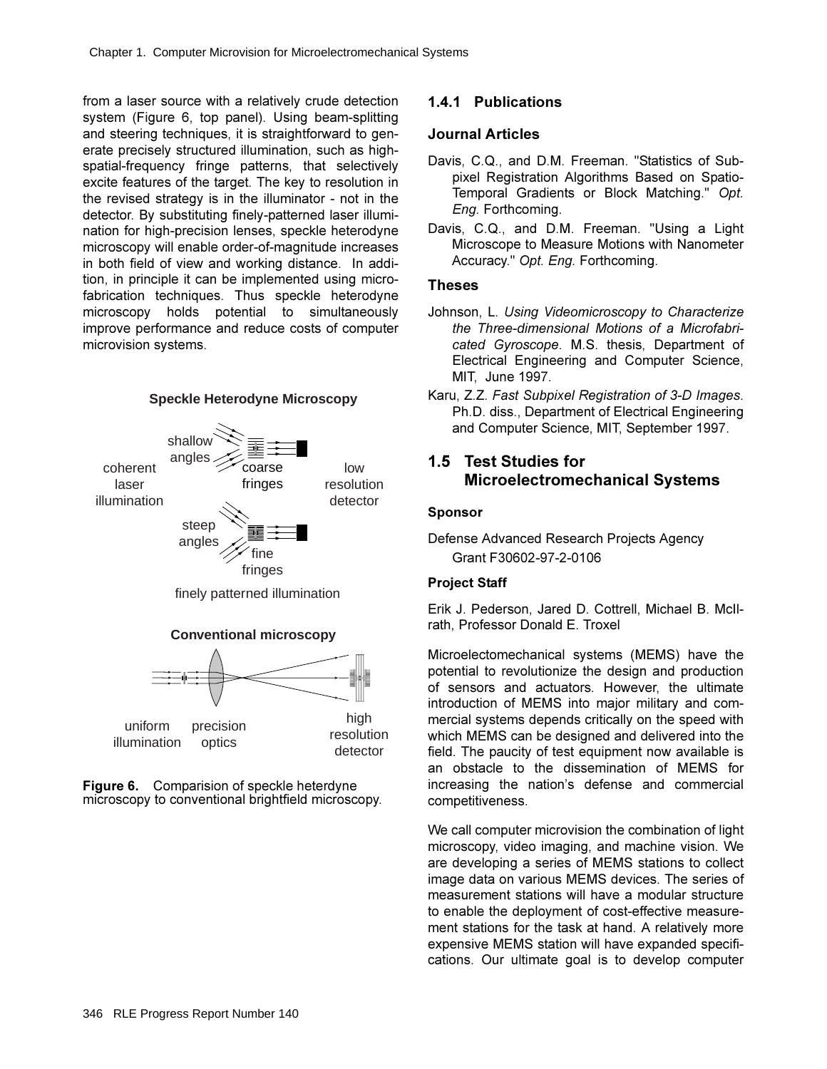from a laser source with a relatively crude detection system (Figure 6, top panel). Using beam-splitting and steering techniques, it is straightforward to generate precisely structured illumination, such as high-spatial-frequency fringe patterns, that selectively excite features of the target. The key to resolution in the revised strategy is in the illuminator - not in the detector. By substituting finely-patterned laser illumination for high-precision lenses, speckle heterodyne microscopy will enable order-of-magnitude increases in both field of view and working distance. In addition, in principle it can be implemented using microfabrication techniques. Thus speckle heterodyne microscopy holds potential to simultaneously improve performance and reduce costs of computer microvision systems.

**Figure 6.** Comparision of speckle heterdyne microscopy to conventional brightfield microscopy.

### 1.4.1 Publications

#### Journal Articles

Davis, C.Q., and D.M. Freeman. "Statistics of Subpixel Registration Algorithms Based on Spatio-Temporal Gradients or Block Matching." *Opt. Eng.* Forthcoming.

Davis, C.Q., and D.M. Freeman. "Using a Light Microscope to Measure Motions with Nanometer Accuracy." *Opt. Eng.* Forthcoming.

#### Theses

Johnson, L. *Using Videomicroscopy to Characterize the Three-dimensional Motions of a Microfabricated Gyroscope.* M.S. thesis, Department of Electrical Engineering and Computer Science, MIT, June 1997.

Karu, Z.Z. *Fast Subpixel Registration of 3-D Images.* Ph.D. diss., Department of Electrical Engineering and Computer Science, MIT, September 1997.

## 1.5 Test Studies for Microelectromechanical Systems

#### Sponsor

Defense Advanced Research Projects Agency
Grant F30602-97-2-0106

#### Project Staff

Erik J. Pederson, Jared D. Cottrell, Michael B. McIlrath, Professor Donald E. Troxel

Microelectomechanical systems (MEMS) have the potential to revolutionize the design and production of sensors and actuators. However, the ultimate introduction of MEMS into major military and commercial systems depends critically on the speed with which MEMS can be designed and delivered into the field. The paucity of test equipment now available is an obstacle to the dissemination of MEMS for increasing the nation's defense and commercial competitiveness.

We call computer microvision the combination of light microscopy, video imaging, and machine vision. We are developing a series of MEMS stations to collect image data on various MEMS devices. The series of measurement stations will have a modular structure to enable the deployment of cost-effective measurement stations for the task at hand. A relatively more expensive MEMS station will have expanded specifications. Our ultimate goal is to develop computer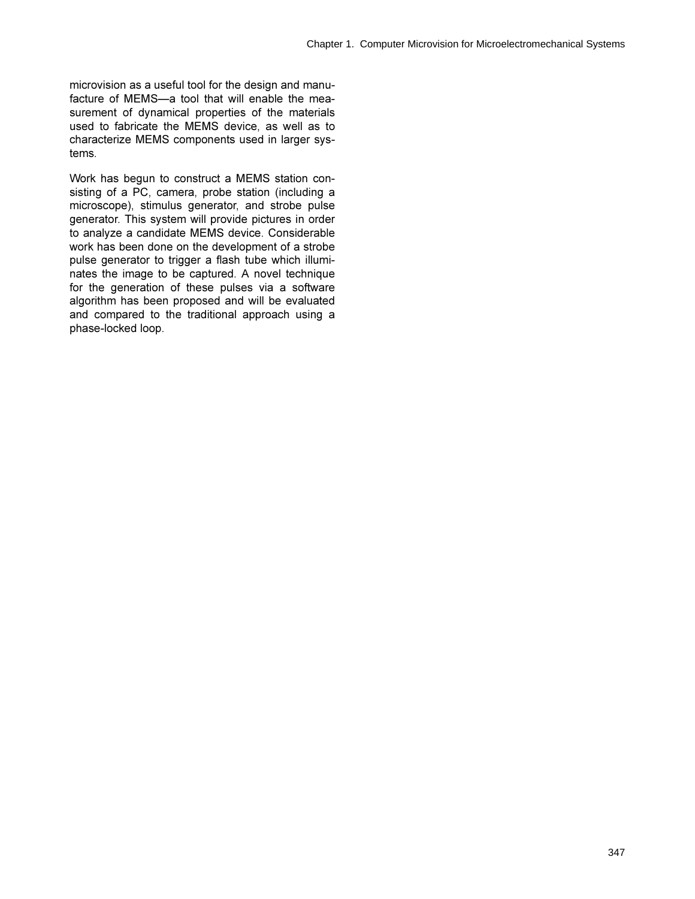microvision as a useful tool for the design and manufacture of MEMS—a tool that will enable the measurement of dynamical properties of the materials used to fabricate the MEMS device, as well as to characterize MEMS components used in larger systems.

Work has begun to construct a MEMS station consisting of a PC, camera, probe station (including a microscope), stimulus generator, and strobe pulse generator. This system will provide pictures in order to analyze a candidate MEMS device. Considerable work has been done on the development of a strobe pulse generator to trigger a flash tube which illuminates the image to be captured. A novel technique for the generation of these pulses via a software algorithm has been proposed and will be evaluated and compared to the traditional approach using a phase-locked loop.